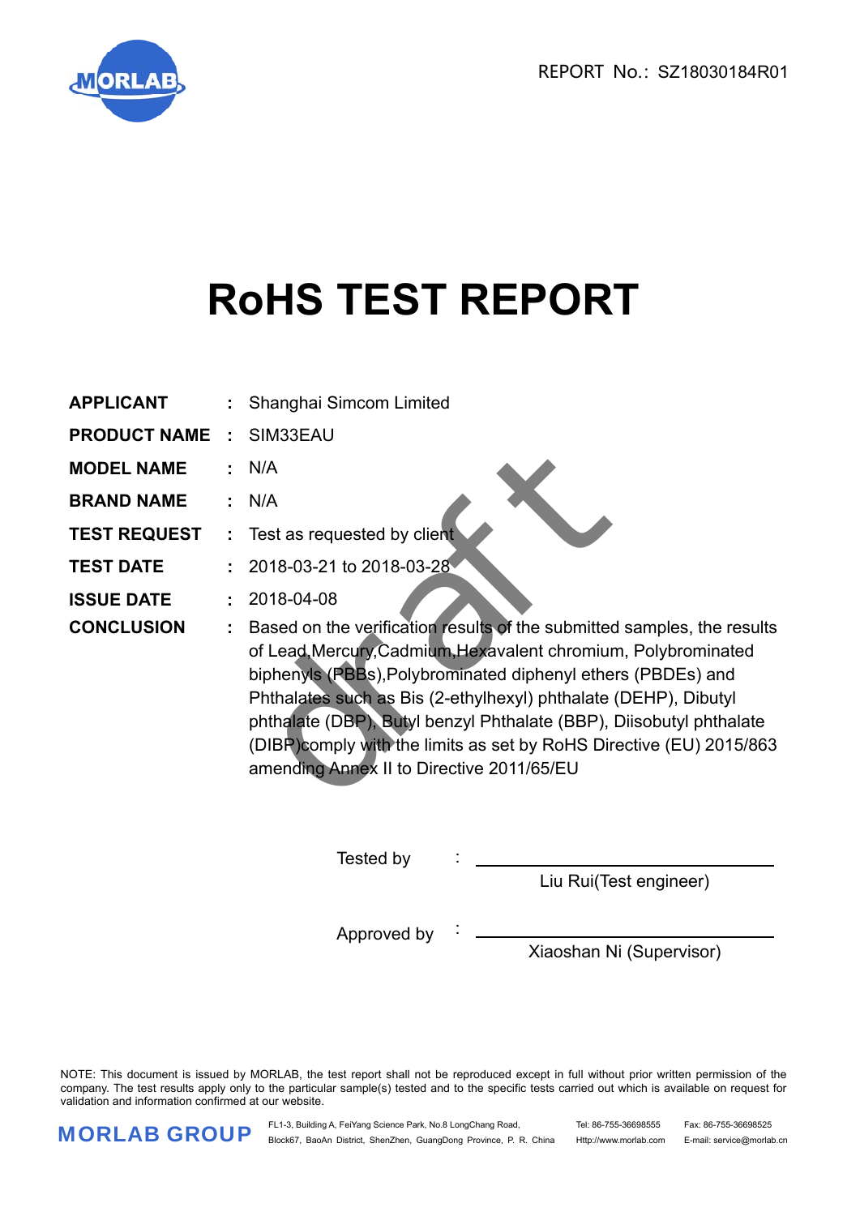REPORT No.: SZ18030184R01

# RoHS TEST REPORT

| | | |
|---|---|---|
| **APPLICANT** | : | Shanghai Simcom Limited |
| **PRODUCT NAME** | : | SIM33EAU |
| **MODEL NAME** | : | N/A |
| **BRAND NAME** | : | N/A |
| **TEST REQUEST** | : | Test as requested by client |
| **TEST DATE** | : | 2018-03-21 to 2018-03-28 |
| **ISSUE DATE** | : | 2018-04-08 |
| **CONCLUSION** | : | Based on the verification results of the submitted samples, the results of Lead,Mercury,Cadmium,Hexavalent chromium, Polybrominated biphenyls (PBBs),Polybrominated diphenyl ethers (PBDEs) and Phthalates such as Bis (2-ethylhexyl) phthalate (DEHP), Dibutyl phthalate (DBP), Butyl benzyl Phthalate (BBP), Diisobutyl phthalate (DIBP)comply with the limits as set by RoHS Directive (EU) 2015/863 amending Annex II to Directive 2011/65/EU |

draft

Tested by : ______________________
Liu Rui(Test engineer)

Approved by : ______________________
Xiaoshan Ni (Supervisor)

NOTE: This document is issued by MORLAB, the test report shall not be reproduced except in full without prior written permission of the company. The test results apply only to the particular sample(s) tested and to the specific tests carried out which is available on request for validation and information confirmed at our website.

MORLAB GROUP

FL1-3, Building A, FeiYang Science Park, No.8 LongChang Road, Block67, BaoAn District, ShenZhen, GuangDong Province, P. R. China

Tel: 86-755-36698555 Fax: 86-755-36698525

Http://www.morlab.com E-mail: service@morlab.cn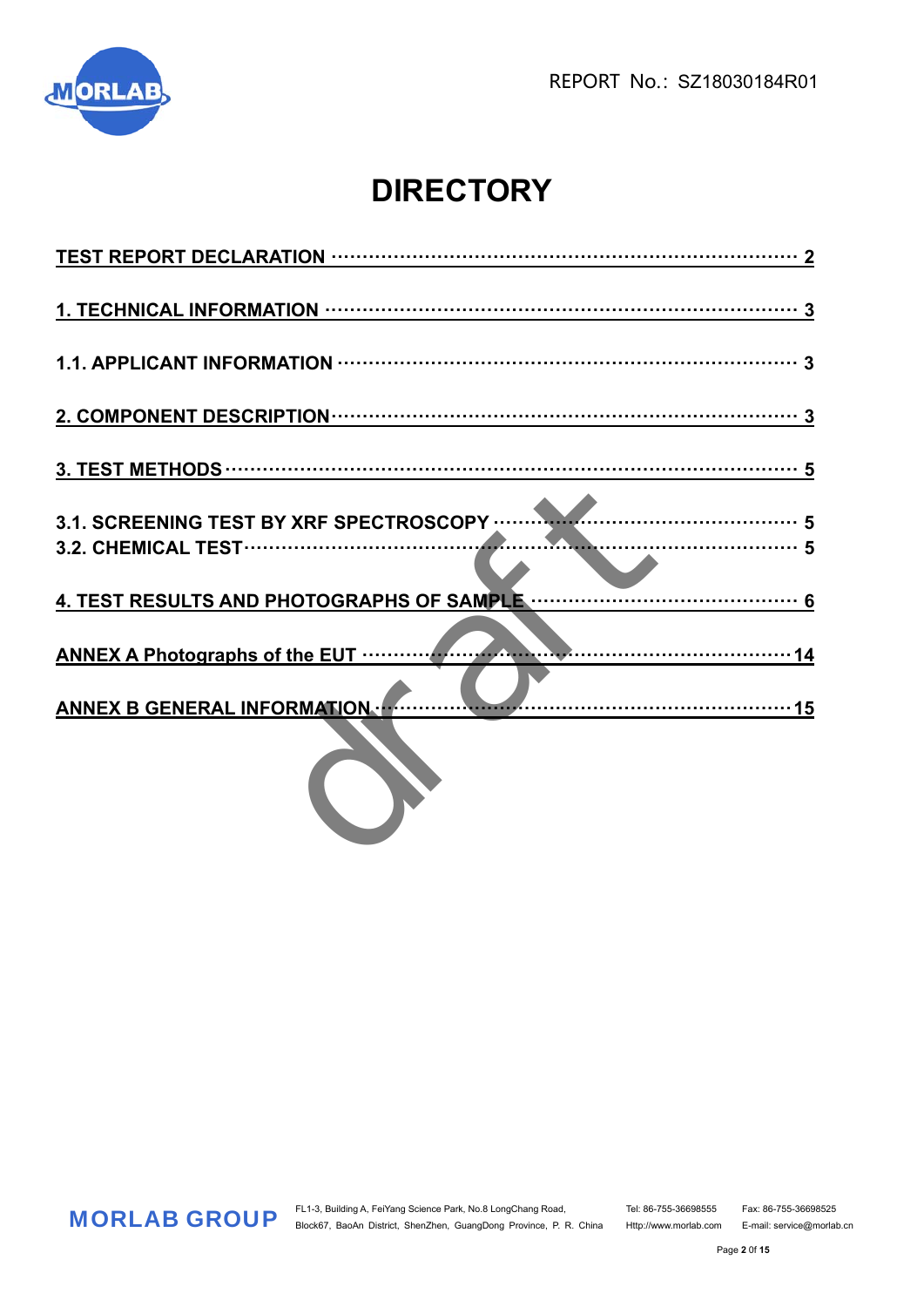# DIRECTORY

TEST REPORT DECLARATION ........................................ 2

1. TECHNICAL INFORMATION ........................................ 3

1.1. APPLICANT INFORMATION ........................................ 3

2. COMPONENT DESCRIPTION ........................................ 3

3. TEST METHODS ........................................ 5

3.1. SCREENING TEST BY XRF SPECTROSCOPY ........................................ 5

3.2. CHEMICAL TEST ........................................ 5

4. TEST RESULTS AND PHOTOGRAPHS OF SAMPLE ........................................ 6

ANNEX A Photographs of the EUT ........................................ 14

ANNEX B GENERAL INFORMATION ........................................ 15

draft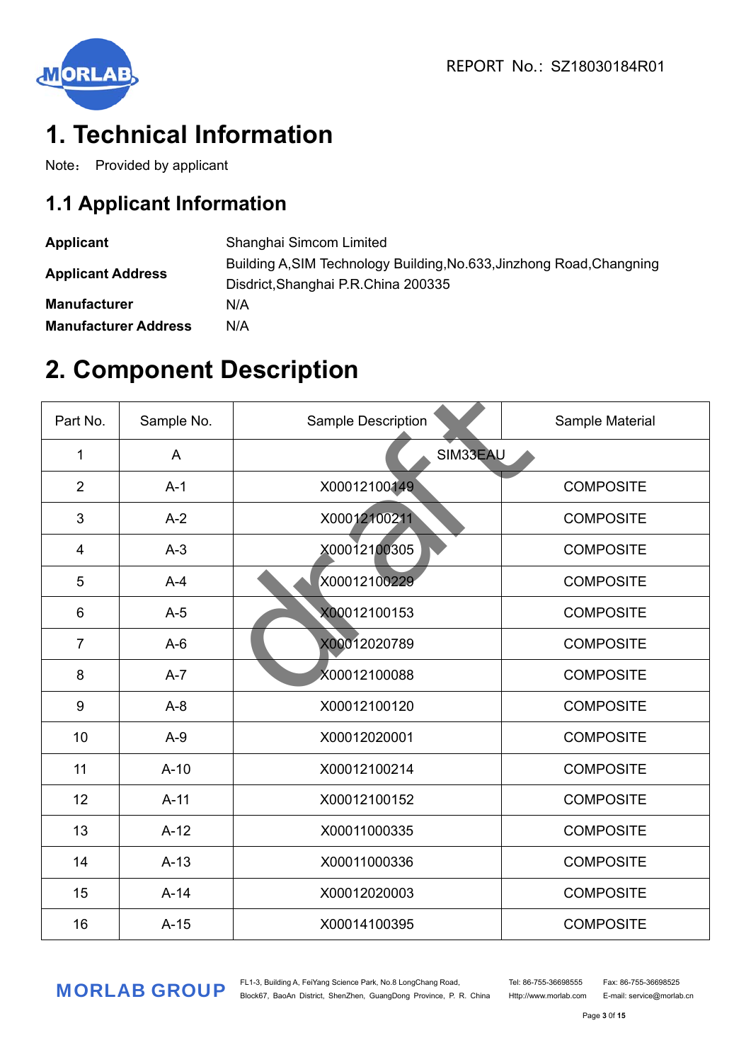# 1. Technical Information

Note： Provided by applicant

## 1.1 Applicant Information

| | |
|---|---|
| **Applicant** | Shanghai Simcom Limited |
| **Applicant Address** | Building A,SIM Technology Building,No.633,Jinzhong Road,Changning Disdrict,Shanghai P.R.China 200335 |
| **Manufacturer** | N/A |
| **Manufacturer Address** | N/A |

# 2. Component Description

| Part No. | Sample No. | Sample Description | Sample Material |
|---|---|---|---|
| 1 | A | SIM33EAU | |
| 2 | A-1 | X00012100149 | COMPOSITE |
| 3 | A-2 | X00012100211 | COMPOSITE |
| 4 | A-3 | X00012100305 | COMPOSITE |
| 5 | A-4 | X00012100229 | COMPOSITE |
| 6 | A-5 | X00012100153 | COMPOSITE |
| 7 | A-6 | X00012020789 | COMPOSITE |
| 8 | A-7 | X00012100088 | COMPOSITE |
| 9 | A-8 | X00012100120 | COMPOSITE |
| 10 | A-9 | X00012020001 | COMPOSITE |
| 11 | A-10 | X00012100214 | COMPOSITE |
| 12 | A-11 | X00012100152 | COMPOSITE |
| 13 | A-12 | X00011000335 | COMPOSITE |
| 14 | A-13 | X00011000336 | COMPOSITE |
| 15 | A-14 | X00012020003 | COMPOSITE |
| 16 | A-15 | X00014100395 | COMPOSITE |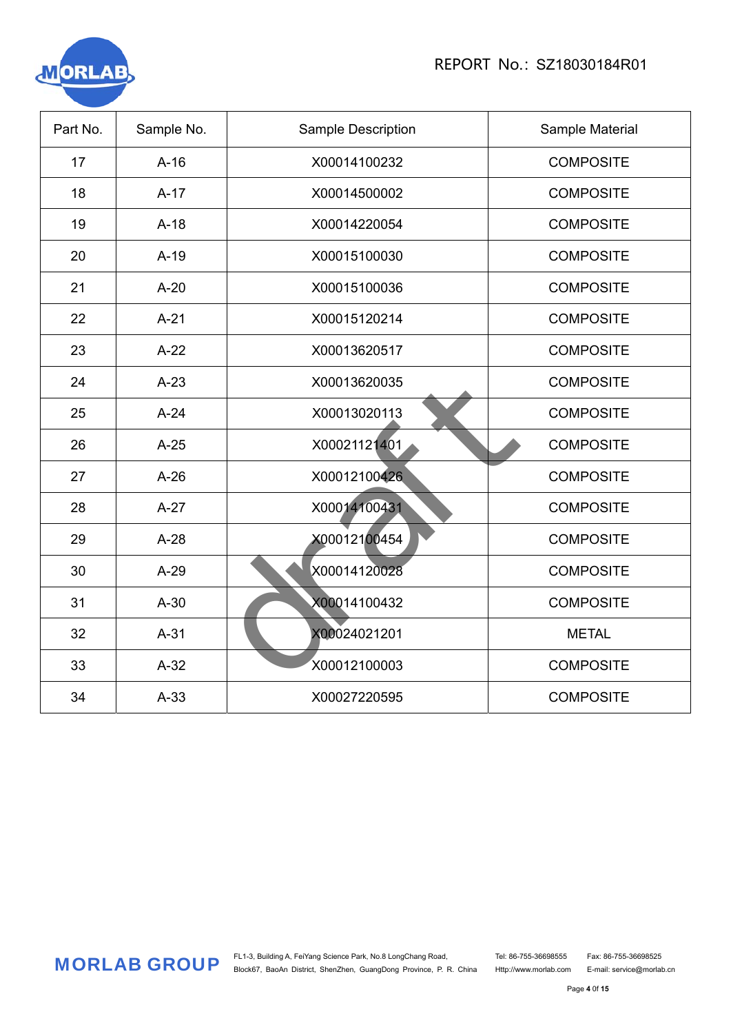| Part No. | Sample No. | Sample Description | Sample Material |
|---|---|---|---|
| 17 | A-16 | X00014100232 | COMPOSITE |
| 18 | A-17 | X00014500002 | COMPOSITE |
| 19 | A-18 | X00014220054 | COMPOSITE |
| 20 | A-19 | X00015100030 | COMPOSITE |
| 21 | A-20 | X00015100036 | COMPOSITE |
| 22 | A-21 | X00015120214 | COMPOSITE |
| 23 | A-22 | X00013620517 | COMPOSITE |
| 24 | A-23 | X00013620035 | COMPOSITE |
| 25 | A-24 | X00013020113 | COMPOSITE |
| 26 | A-25 | X00021121401 | COMPOSITE |
| 27 | A-26 | X00012100426 | COMPOSITE |
| 28 | A-27 | X00014100431 | COMPOSITE |
| 29 | A-28 | X00012100454 | COMPOSITE |
| 30 | A-29 | X00014120028 | COMPOSITE |
| 31 | A-30 | X00014100432 | COMPOSITE |
| 32 | A-31 | X00024021201 | METAL |
| 33 | A-32 | X00012100003 | COMPOSITE |
| 34 | A-33 | X00027220595 | COMPOSITE |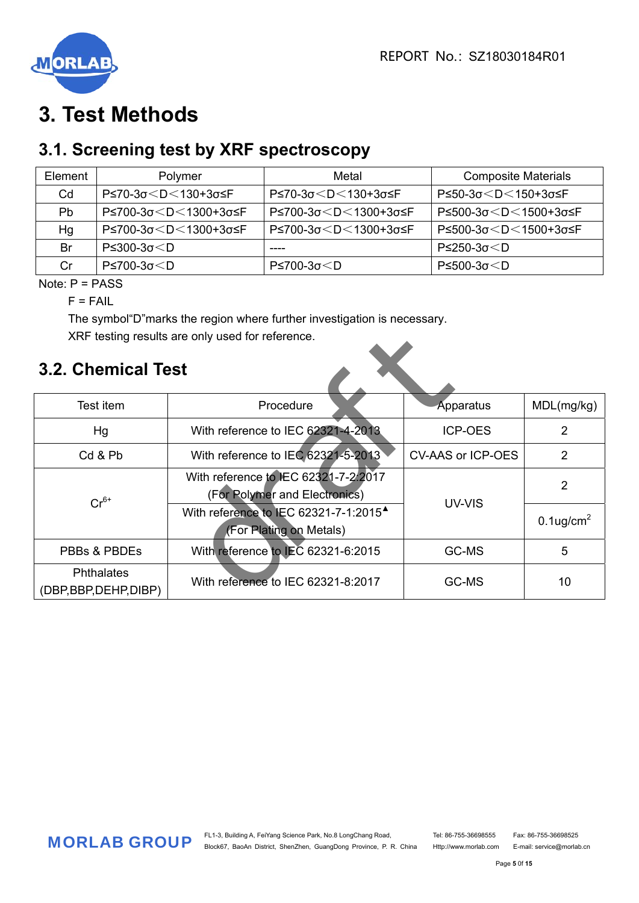# 3. Test Methods

## 3.1. Screening test by XRF spectroscopy

| Element | Polymer | Metal | Composite Materials |
|---|---|---|---|
| Cd | P≤70-3σ＜D＜130+3σ≤F | P≤70-3σ＜D＜130+3σ≤F | P≤50-3σ＜D＜150+3σ≤F |
| Pb | P≤700-3σ＜D＜1300+3σ≤F | P≤700-3σ＜D＜1300+3σ≤F | P≤500-3σ＜D＜1500+3σ≤F |
| Hg | P≤700-3σ＜D＜1300+3σ≤F | P≤700-3σ＜D＜1300+3σ≤F | P≤500-3σ＜D＜1500+3σ≤F |
| Br | P≤300-3σ＜D | ---- | P≤250-3σ＜D |
| Cr | P≤700-3σ＜D | P≤700-3σ＜D | P≤500-3σ＜D |

Note: P = PASS

F = FAIL

The symbol“D”marks the region where further investigation is necessary.

XRF testing results are only used for reference.

## 3.2. Chemical Test

| Test item | Procedure | Apparatus | MDL(mg/kg) |
|---|---|---|---|
| Hg | With reference to IEC 62321-4-2013 | ICP-OES | 2 |
| Cd & Pb | With reference to IEC 62321-5-2013 | CV-AAS or ICP-OES | 2 |
| $Cr^{6+}$ | With reference to IEC 62321-7-2:2017 (For Polymer and Electronics) | UV-VIS | 2 |
| | With reference to IEC 62321-7-1:2015▲ (For Plating on Metals) | | 0.1ug/$cm^2$ |
| PBBs & PBDEs | With reference to IEC 62321-6:2015 | GC-MS | 5 |
| Phthalates (DBP,BBP,DEHP,DIBP) | With reference to IEC 62321-8:2017 | GC-MS | 10 |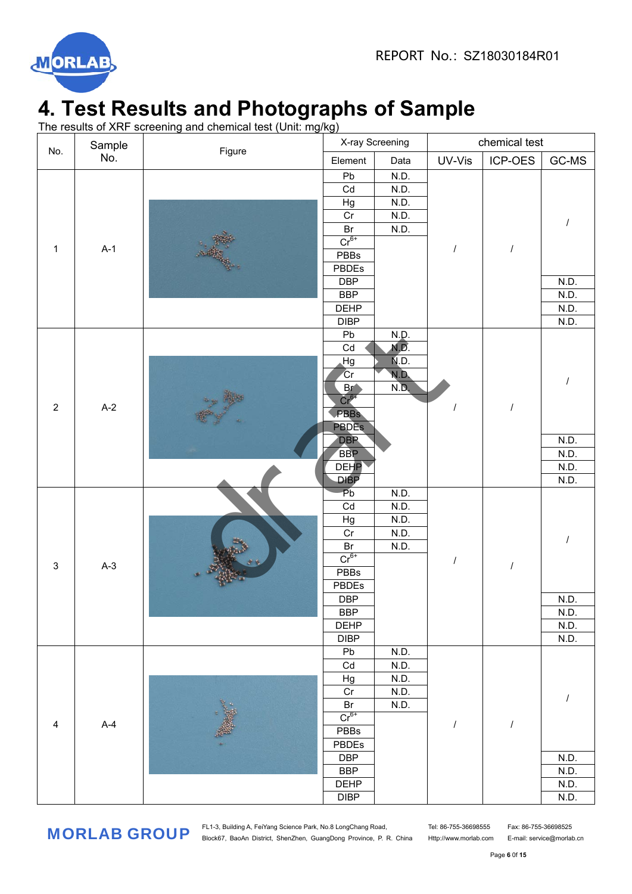# 4. Test Results and Photographs of Sample

The results of XRF screening and chemical test (Unit: mg/kg)

| No. | Sample No. | Figure | X-ray Screening | | chemical test | | |
|---|---|---|---|---|---|---|---|
| | | | Element | Data | UV-Vis | ICP-OES | GC-MS |
| 1 | A-1 | | Pb | N.D. | / | / | / |
| | | | Cd | N.D. | | | |
| | | | Hg | N.D. | | | |
| | | | Cr | N.D. | | | |
| | | | Br | N.D. | | | |
| | | | $Cr^{6+}$ | | | | |
| | | | PBBs | | | | |
| | | | PBDEs | | | | |
| | | | DBP | | | | N.D. |
| | | | BBP | | | | N.D. |
| | | | DEHP | | | | N.D. |
| | | | DIBP | | | | N.D. |
| 2 | A-2 | | Pb | N.D. | / | / | / |
| | | | Cd | N.D. | | | |
| | | | Hg | N.D. | | | |
| | | | Cr | N.D. | | | |
| | | | Br | N.D. | | | |
| | | | $Cr^{6+}$ | | | | |
| | | | PBBs | | | | |
| | | | PBDEs | | | | |
| | | | DBP | | | | N.D. |
| | | | BBP | | | | N.D. |
| | | | DEHP | | | | N.D. |
| | | | DIBP | | | | N.D. |
| 3 | A-3 | | Pb | N.D. | / | / | / |
| | | | Cd | N.D. | | | |
| | | | Hg | N.D. | | | |
| | | | Cr | N.D. | | | |
| | | | Br | N.D. | | | |
| | | | $Cr^{6+}$ | | | | |
| | | | PBBs | | | | |
| | | | PBDEs | | | | |
| | | | DBP | | | | N.D. |
| | | | BBP | | | | N.D. |
| | | | DEHP | | | | N.D. |
| | | | DIBP | | | | N.D. |
| 4 | A-4 | | Pb | N.D. | / | / | / |
| | | | Cd | N.D. | | | |
| | | | Hg | N.D. | | | |
| | | | Cr | N.D. | | | |
| | | | Br | N.D. | | | |
| | | | $Cr^{6+}$ | | | | |
| | | | PBBs | | | | |
| | | | PBDEs | | | | |
| | | | DBP | | | | N.D. |
| | | | BBP | | | | N.D. |
| | | | DEHP | | | | N.D. |
| | | | DIBP | | | | N.D. |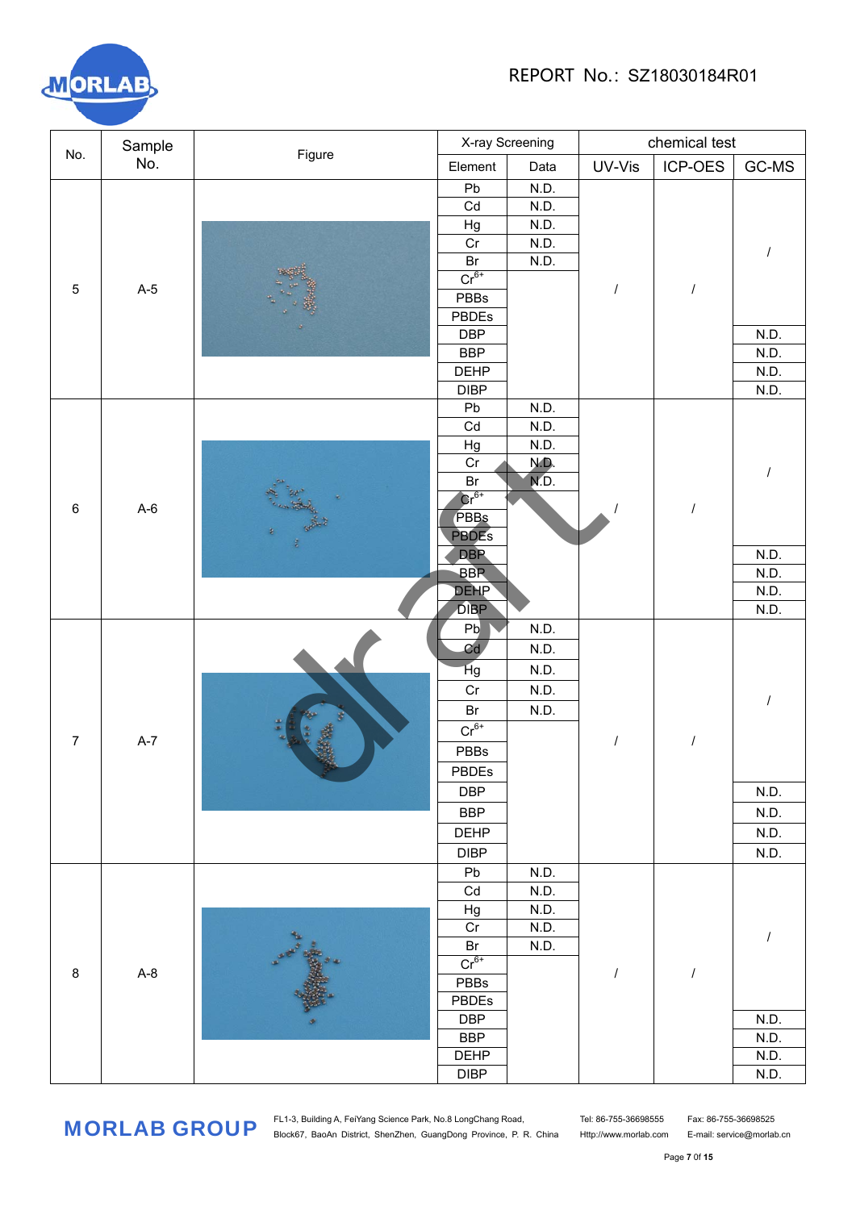REPORT No.: SZ18030184R01

| No. | Sample No. | Figure | X-ray Screening | | chemical test | | |
|---|---|---|---|---|---|---|---|
| | | | Element | Data | UV-Vis | ICP-OES | GC-MS |
| 5 | A-5 | | Pb | N.D. | / | / | / |
| | | | Cd | N.D. | | | |
| | | | Hg | N.D. | | | |
| | | | Cr | N.D. | | | |
| | | | Br | N.D. | | | |
| | | | $Cr^{6+}$ | | | | |
| | | | PBBs | | | | |
| | | | PBDEs | | | | |
| | | | DBP | | | | N.D. |
| | | | BBP | | | | N.D. |
| | | | DEHP | | | | N.D. |
| | | | DIBP | | | | N.D. |
| 6 | A-6 | | Pb | N.D. | / | / | / |
| | | | Cd | N.D. | | | |
| | | | Hg | N.D. | | | |
| | | | Cr | N.D. | | | |
| | | | Br | N.D. | | | |
| | | | $Cr^{6+}$ | | | | |
| | | | PBBs | | | | |
| | | | PBDEs | | | | |
| | | | DBP | | | | N.D. |
| | | | BBP | | | | N.D. |
| | | | DEHP | | | | N.D. |
| | | | DIBP | | | | N.D. |
| 7 | A-7 | | Pb | N.D. | / | / | / |
| | | | Cd | N.D. | | | |
| | | | Hg | N.D. | | | |
| | | | Cr | N.D. | | | |
| | | | Br | N.D. | | | |
| | | | $Cr^{6+}$ | | | | |
| | | | PBBs | | | | |
| | | | PBDEs | | | | |
| | | | DBP | | | | N.D. |
| | | | BBP | | | | N.D. |
| | | | DEHP | | | | N.D. |
| | | | DIBP | | | | N.D. |
| 8 | A-8 | | Pb | N.D. | / | / | / |
| | | | Cd | N.D. | | | |
| | | | Hg | N.D. | | | |
| | | | Cr | N.D. | | | |
| | | | Br | N.D. | | | |
| | | | $Cr^{6+}$ | | | | |
| | | | PBBs | | | | |
| | | | PBDEs | | | | |
| | | | DBP | | | | N.D. |
| | | | BBP | | | | N.D. |
| | | | DEHP | | | | N.D. |
| | | | DIBP | | | | N.D. |

draft

MORLAB GROUP FL1-3, Building A, FeiYang Science Park, No.8 LongChang Road, Block67, BaoAn District, ShenZhen, GuangDong Province, P. R. China Tel: 86-755-36698555 Http://www.morlab.com Fax: 86-755-36698525 E-mail: service@morlab.cn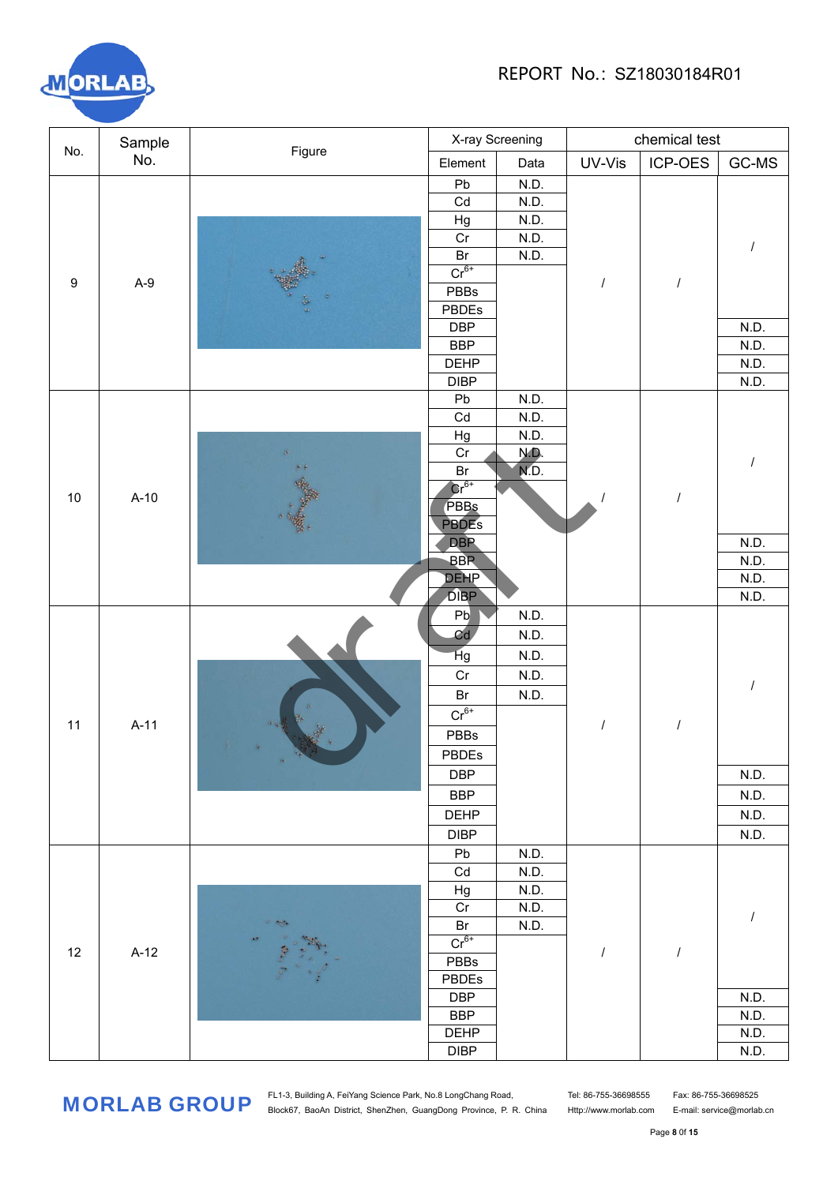REPORT No.: SZ18030184R01

| No. | Sample No. | Figure | X-ray Screening | | chemical test | | |
|---|---|---|---|---|---|---|---|
| | | | Element | Data | UV-Vis | ICP-OES | GC-MS |
| 9 | A-9 | | Pb | N.D. | / | / | / |
| | | | Cd | N.D. | | | |
| | | | Hg | N.D. | | | |
| | | | Cr | N.D. | | | |
| | | | Br | N.D. | | | |
| | | | $Cr^{6+}$ | | | | |
| | | | PBBs | | | | |
| | | | PBDEs | | | | |
| | | | DBP | | | | N.D. |
| | | | BBP | | | | N.D. |
| | | | DEHP | | | | N.D. |
| | | | DIBP | | | | N.D. |
| 10 | A-10 | | Pb | N.D. | / | / | / |
| | | | Cd | N.D. | | | |
| | | | Hg | N.D. | | | |
| | | | Cr | N.D. | | | |
| | | | Br | N.D. | | | |
| | | | $Cr^{6+}$ | | | | |
| | | | PBBs | | | | |
| | | | PBDEs | | | | |
| | | | DBP | | | | N.D. |
| | | | BBP | | | | N.D. |
| | | | DEHP | | | | N.D. |
| | | | DIBP | | | | N.D. |
| 11 | A-11 | | Pb | N.D. | / | / | / |
| | | | Cd | N.D. | | | |
| | | | Hg | N.D. | | | |
| | | | Cr | N.D. | | | |
| | | | Br | N.D. | | | |
| | | | $Cr^{6+}$ | | | | |
| | | | PBBs | | | | |
| | | | PBDEs | | | | |
| | | | DBP | | | | N.D. |
| | | | BBP | | | | N.D. |
| | | | DEHP | | | | N.D. |
| | | | DIBP | | | | N.D. |
| 12 | A-12 | | Pb | N.D. | / | / | / |
| | | | Cd | N.D. | | | |
| | | | Hg | N.D. | | | |
| | | | Cr | N.D. | | | |
| | | | Br | N.D. | | | |
| | | | $Cr^{6+}$ | | | | |
| | | | PBBs | | | | |
| | | | PBDEs | | | | |
| | | | DBP | | | | N.D. |
| | | | BBP | | | | N.D. |
| | | | DEHP | | | | N.D. |
| | | | DIBP | | | | N.D. |

MORLAB GROUP FL1-3, Building A, FeiYang Science Park, No.8 LongChang Road, Block67, BaoAn District, ShenZhen, GuangDong Province, P. R. China Tel: 86-755-36698555 Http://www.morlab.com Fax: 86-755-36698525 E-mail: service@morlab.cn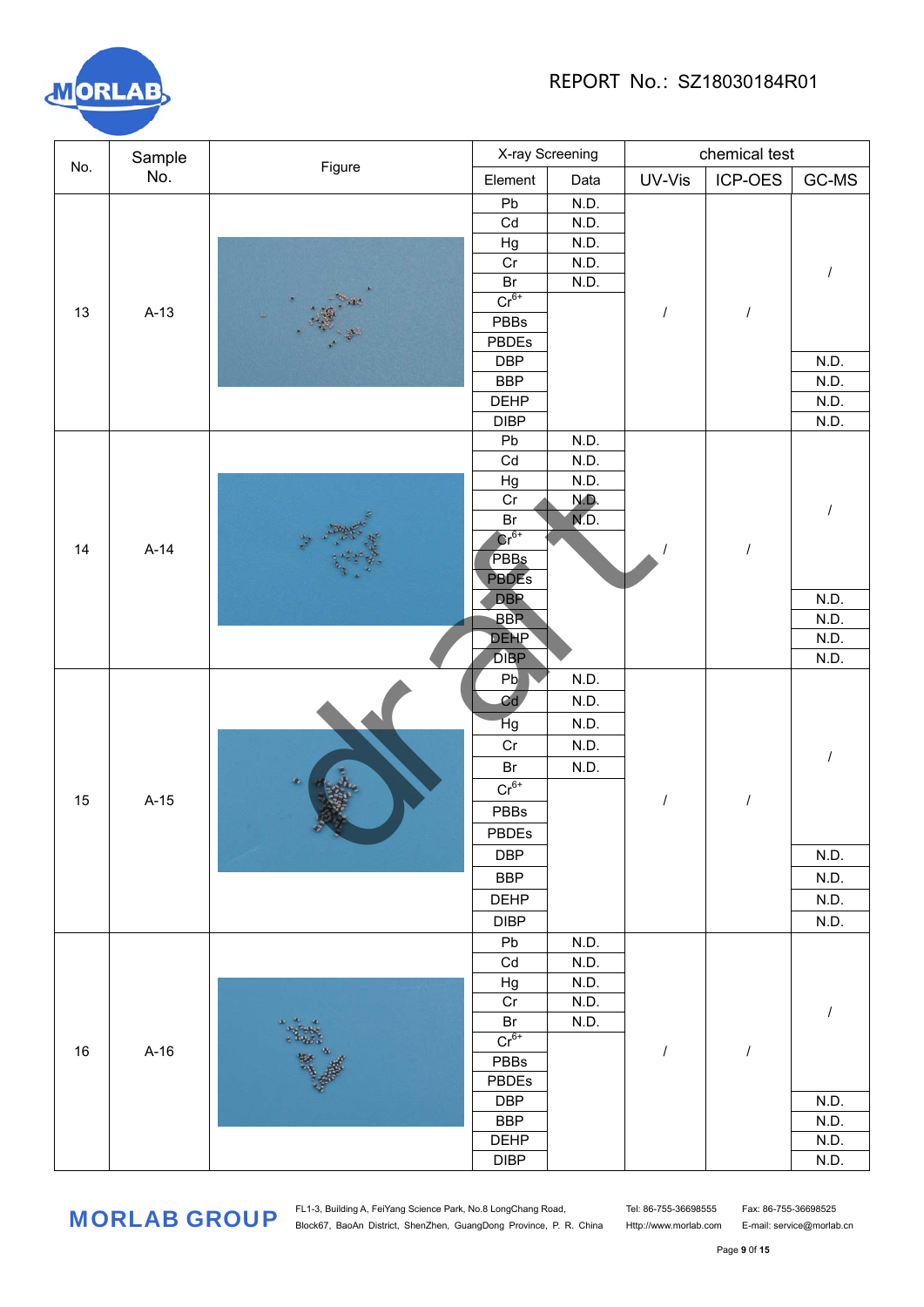REPORT No.: SZ18030184R01

| No. | Sample No. | Figure | X-ray Screening | | chemical test | | |
|---|---|---|---|---|---|---|---|
| | | | Element | Data | UV-Vis | ICP-OES | GC-MS |
| 13 | A-13 | | Pb | N.D. | / | / | / |
| | | | Cd | N.D. | | | |
| | | | Hg | N.D. | | | |
| | | | Cr | N.D. | | | |
| | | | Br | N.D. | | | |
| | | | $Cr^{6+}$ | | | | |
| | | | PBBs | | | | |
| | | | PBDEs | | | | |
| | | | DBP | | | | N.D. |
| | | | BBP | | | | N.D. |
| | | | DEHP | | | | N.D. |
| | | | DIBP | | | | N.D. |
| 14 | A-14 | | Pb | N.D. | / | / | / |
| | | | Cd | N.D. | | | |
| | | | Hg | N.D. | | | |
| | | | Cr | N.D. | | | |
| | | | Br | N.D. | | | |
| | | | $Cr^{6+}$ | | | | |
| | | | PBBs | | | | |
| | | | PBDEs | | | | |
| | | | DBP | | | | N.D. |
| | | | BBP | | | | N.D. |
| | | | DEHP | | | | N.D. |
| | | | DIBP | | | | N.D. |
| 15 | A-15 | | Pb | N.D. | / | / | / |
| | | | Cd | N.D. | | | |
| | | | Hg | N.D. | | | |
| | | | Cr | N.D. | | | |
| | | | Br | N.D. | | | |
| | | | $Cr^{6+}$ | | | | |
| | | | PBBs | | | | |
| | | | PBDEs | | | | |
| | | | DBP | | | | N.D. |
| | | | BBP | | | | N.D. |
| | | | DEHP | | | | N.D. |
| | | | DIBP | | | | N.D. |
| 16 | A-16 | | Pb | N.D. | / | / | / |
| | | | Cd | N.D. | | | |
| | | | Hg | N.D. | | | |
| | | | Cr | N.D. | | | |
| | | | Br | N.D. | | | |
| | | | $Cr^{6+}$ | | | | |
| | | | PBBs | | | | |
| | | | PBDEs | | | | |
| | | | DBP | | | | N.D. |
| | | | BBP | | | | N.D. |
| | | | DEHP | | | | N.D. |
| | | | DIBP | | | | N.D. |

MORLAB GROUP

FL1-3, Building A, FeiYang Science Park, No.8 LongChang Road, Block67, BaoAn District, ShenZhen, GuangDong Province, P. R. China

Tel: 86-755-36698555 Http://www.morlab.com

Fax: 86-755-36698525 E-mail: service@morlab.cn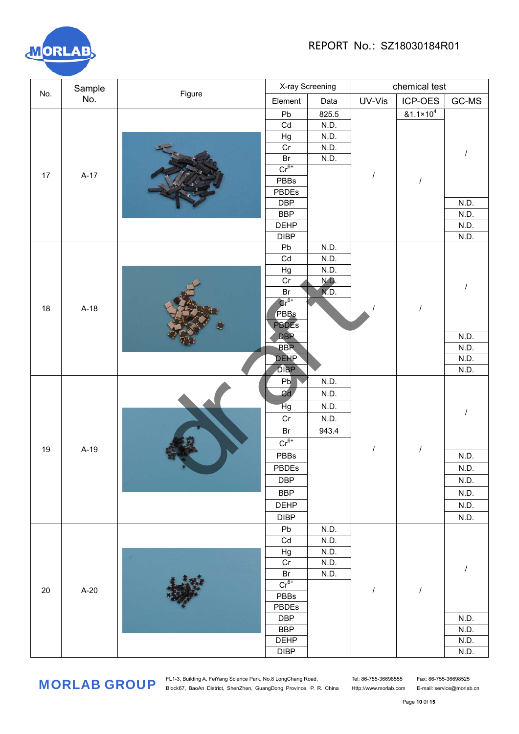| No. | Sample No. | Figure | X-ray Screening | | chemical test | | |
|---|---|---|---|---|---|---|---|
| | | | Element | Data | UV-Vis | ICP-OES | GC-MS |
| 17 | A-17 | | Pb | 825.5 | / | &1.1×$10^4$ | / |
| | | | Cd | N.D. | | / | |
| | | | Hg | N.D. | | | |
| | | | Cr | N.D. | | | |
| | | | Br | N.D. | | | |
| | | | $Cr^{6+}$ | | | | |
| | | | PBBs | | | | |
| | | | PBDEs | | | | |
| | | | DBP | | | | N.D. |
| | | | BBP | | | | N.D. |
| | | | DEHP | | | | N.D. |
| | | | DIBP | | | | N.D. |
| 18 | A-18 | | Pb | N.D. | / | / | / |
| | | | Cd | N.D. | | | |
| | | | Hg | N.D. | | | |
| | | | Cr | N.D. | | | |
| | | | Br | N.D. | | | |
| | | | $Cr^{6+}$ | | | | |
| | | | PBBs | | | | |
| | | | PBDEs | | | | |
| | | | DBP | | | | N.D. |
| | | | BBP | | | | N.D. |
| | | | DEHP | | | | N.D. |
| | | | DIBP | | | | N.D. |
| 19 | A-19 | | Pb | N.D. | / | / | / |
| | | | Cd | N.D. | | | |
| | | | Hg | N.D. | | | |
| | | | Cr | N.D. | | | |
| | | | Br | 943.4 | | | |
| | | | $Cr^{6+}$ | | | | |
| | | | PBBs | | | | N.D. |
| | | | PBDEs | | | | N.D. |
| | | | DBP | | | | N.D. |
| | | | BBP | | | | N.D. |
| | | | DEHP | | | | N.D. |
| | | | DIBP | | | | N.D. |
| 20 | A-20 | | Pb | N.D. | / | / | / |
| | | | Cd | N.D. | | | |
| | | | Hg | N.D. | | | |
| | | | Cr | N.D. | | | |
| | | | Br | N.D. | | | |
| | | | $Cr^{6+}$ | | | | |
| | | | PBBs | | | | |
| | | | PBDEs | | | | |
| | | | DBP | | | | N.D. |
| | | | BBP | | | | N.D. |
| | | | DEHP | | | | N.D. |
| | | | DIBP | | | | N.D. |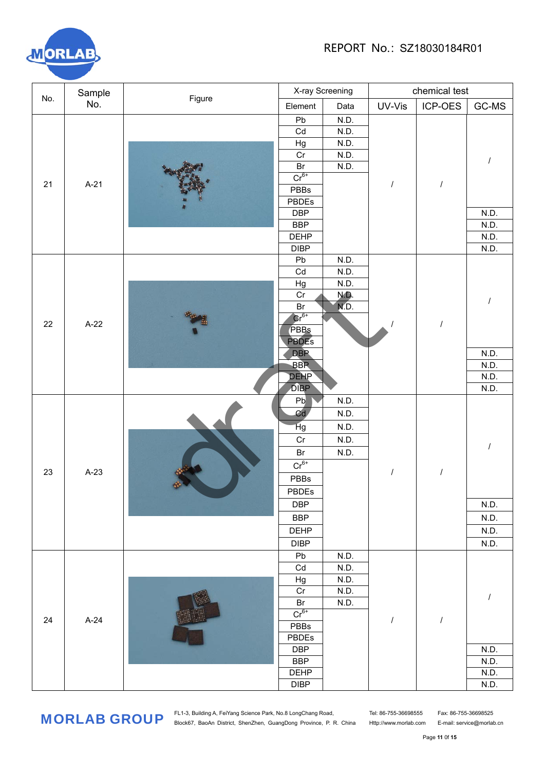REPORT No.: SZ18030184R01

| No. | Sample No. | Figure | X-ray Screening | | chemical test | | |
|---|---|---|---|---|---|---|---|
| | | | Element | Data | UV-Vis | ICP-OES | GC-MS |
| 21 | A-21 | | Pb | N.D. | / | / | / |
| | | | Cd | N.D. | | | |
| | | | Hg | N.D. | | | |
| | | | Cr | N.D. | | | |
| | | | Br | N.D. | | | |
| | | | $Cr^{6+}$ | | | | |
| | | | PBBs | | | | |
| | | | PBDEs | | | | |
| | | | DBP | | | | N.D. |
| | | | BBP | | | | N.D. |
| | | | DEHP | | | | N.D. |
| | | | DIBP | | | | N.D. |
| 22 | A-22 | | Pb | N.D. | / | / | / |
| | | | Cd | N.D. | | | |
| | | | Hg | N.D. | | | |
| | | | Cr | N.D. | | | |
| | | | Br | N.D. | | | |
| | | | $Cr^{6+}$ | | | | |
| | | | PBBs | | | | |
| | | | PBDEs | | | | |
| | | | DBP | | | | N.D. |
| | | | BBP | | | | N.D. |
| | | | DEHP | | | | N.D. |
| | | | DIBP | | | | N.D. |
| 23 | A-23 | | Pb | N.D. | / | / | / |
| | | | Cd | N.D. | | | |
| | | | Hg | N.D. | | | |
| | | | Cr | N.D. | | | |
| | | | Br | N.D. | | | |
| | | | $Cr^{6+}$ | | | | |
| | | | PBBs | | | | |
| | | | PBDEs | | | | |
| | | | DBP | | | | N.D. |
| | | | BBP | | | | N.D. |
| | | | DEHP | | | | N.D. |
| | | | DIBP | | | | N.D. |
| 24 | A-24 | | Pb | N.D. | / | / | / |
| | | | Cd | N.D. | | | |
| | | | Hg | N.D. | | | |
| | | | Cr | N.D. | | | |
| | | | Br | N.D. | | | |
| | | | $Cr^{6+}$ | | | | |
| | | | PBBs | | | | |
| | | | PBDEs | | | | |
| | | | DBP | | | | N.D. |
| | | | BBP | | | | N.D. |
| | | | DEHP | | | | N.D. |
| | | | DIBP | | | | N.D. |

MORLAB GROUP FL1-3, Building A, FeiYang Science Park, No.8 LongChang Road, Block67, BaoAn District, ShenZhen, GuangDong Province, P. R. China Tel: 86-755-36698555 Fax: 86-755-36698525 Http://www.morlab.com E-mail: service@morlab.cn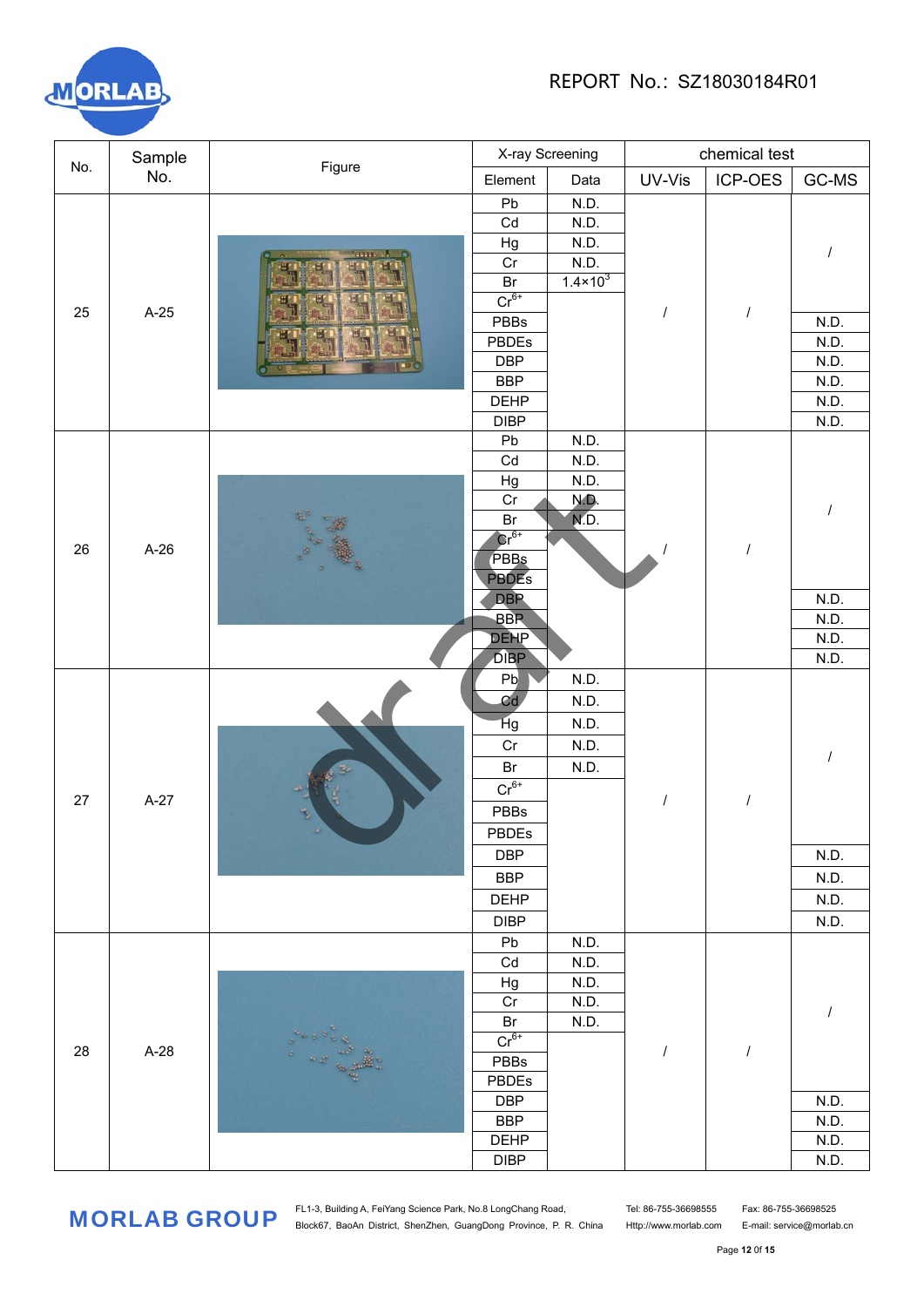| No. | Sample No. | Figure | X-ray Screening | | chemical test | | |
|---|---|---|---|---|---|---|---|
| | | | Element | Data | UV-Vis | ICP-OES | GC-MS |
| 25 | A-25 | | Pb | N.D. | / | / | / |
| | | | Cd | N.D. | | | |
| | | | Hg | N.D. | | | |
| | | | Cr | N.D. | | | |
| | | | Br | $1.4\times10^{3}$ | | | |
| | | | $Cr^{6+}$ | | | | |
| | | | PBBs | | | | N.D. |
| | | | PBDEs | | | | N.D. |
| | | | DBP | | | | N.D. |
| | | | BBP | | | | N.D. |
| | | | DEHP | | | | N.D. |
| | | | DIBP | | | | N.D. |
| 26 | A-26 | | Pb | N.D. | / | / | / |
| | | | Cd | N.D. | | | |
| | | | Hg | N.D. | | | |
| | | | Cr | N.D. | | | |
| | | | Br | N.D. | | | |
| | | | $Cr^{6+}$ | | | | |
| | | | PBBs | | | | |
| | | | PBDEs | | | | |
| | | | DBP | | | | N.D. |
| | | | BBP | | | | N.D. |
| | | | DEHP | | | | N.D. |
| | | | DIBP | | | | N.D. |
| 27 | A-27 | | Pb | N.D. | / | / | / |
| | | | Cd | N.D. | | | |
| | | | Hg | N.D. | | | |
| | | | Cr | N.D. | | | |
| | | | Br | N.D. | | | |
| | | | $Cr^{6+}$ | | | | |
| | | | PBBs | | | | |
| | | | PBDEs | | | | |
| | | | DBP | | | | N.D. |
| | | | BBP | | | | N.D. |
| | | | DEHP | | | | N.D. |
| | | | DIBP | | | | N.D. |
| 28 | A-28 | | Pb | N.D. | / | / | / |
| | | | Cd | N.D. | | | |
| | | | Hg | N.D. | | | |
| | | | Cr | N.D. | | | |
| | | | Br | N.D. | | | |
| | | | $Cr^{6+}$ | | | | |
| | | | PBBs | | | | |
| | | | PBDEs | | | | |
| | | | DBP | | | | N.D. |
| | | | BBP | | | | N.D. |
| | | | DEHP | | | | N.D. |
| | | | DIBP | | | | N.D. |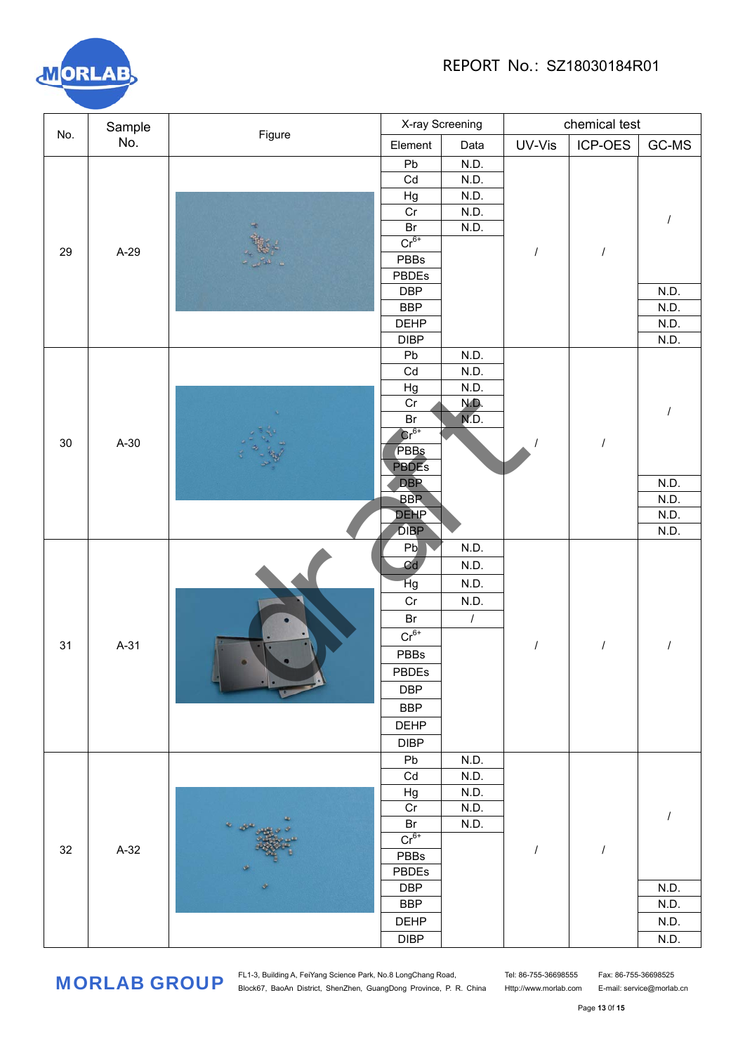REPORT No.: SZ18030184R01

| No. | Sample No. | Figure | X-ray Screening | | chemical test | | |
|---|---|---|---|---|---|---|---|
| | | | Element | Data | UV-Vis | ICP-OES | GC-MS |
| 29 | A-29 | | Pb | N.D. | / | / | / |
| | | | Cd | N.D. | | | |
| | | | Hg | N.D. | | | |
| | | | Cr | N.D. | | | |
| | | | Br | N.D. | | | |
| | | | $Cr^{6+}$ | | | | |
| | | | PBBs | | | | |
| | | | PBDEs | | | | |
| | | | DBP | | | | N.D. |
| | | | BBP | | | | N.D. |
| | | | DEHP | | | | N.D. |
| | | | DIBP | | | | N.D. |
| 30 | A-30 | | Pb | N.D. | / | / | / |
| | | | Cd | N.D. | | | |
| | | | Hg | N.D. | | | |
| | | | Cr | N.D. | | | |
| | | | Br | N.D. | | | |
| | | | $Cr^{6+}$ | | | | |
| | | | PBBs | | | | |
| | | | PBDEs | | | | |
| | | | DBP | | | | N.D. |
| | | | BBP | | | | N.D. |
| | | | DEHP | | | | N.D. |
| | | | DIBP | | | | N.D. |
| 31 | A-31 | | Pb | N.D. | / | / | / |
| | | | Cd | N.D. | | | |
| | | | Hg | N.D. | | | |
| | | | Cr | N.D. | | | |
| | | | Br | / | | | |
| | | | $Cr^{6+}$ | | | | |
| | | | PBBs | | | | |
| | | | PBDEs | | | | |
| | | | DBP | | | | |
| | | | BBP | | | | |
| | | | DEHP | | | | |
| | | | DIBP | | | | |
| 32 | A-32 | | Pb | N.D. | / | / | / |
| | | | Cd | N.D. | | | |
| | | | Hg | N.D. | | | |
| | | | Cr | N.D. | | | |
| | | | Br | N.D. | | | |
| | | | $Cr^{6+}$ | | | | |
| | | | PBBs | | | | |
| | | | PBDEs | | | | |
| | | | DBP | | | | N.D. |
| | | | BBP | | | | N.D. |
| | | | DEHP | | | | N.D. |
| | | | DIBP | | | | N.D. |

MORLAB GROUP FL1-3, Building A, FeiYang Science Park, No.8 LongChang Road, Block67, BaoAn District, ShenZhen, GuangDong Province, P. R. China Tel: 86-755-36698555 Fax: 86-755-36698525 Http://www.morlab.com E-mail: service@morlab.cn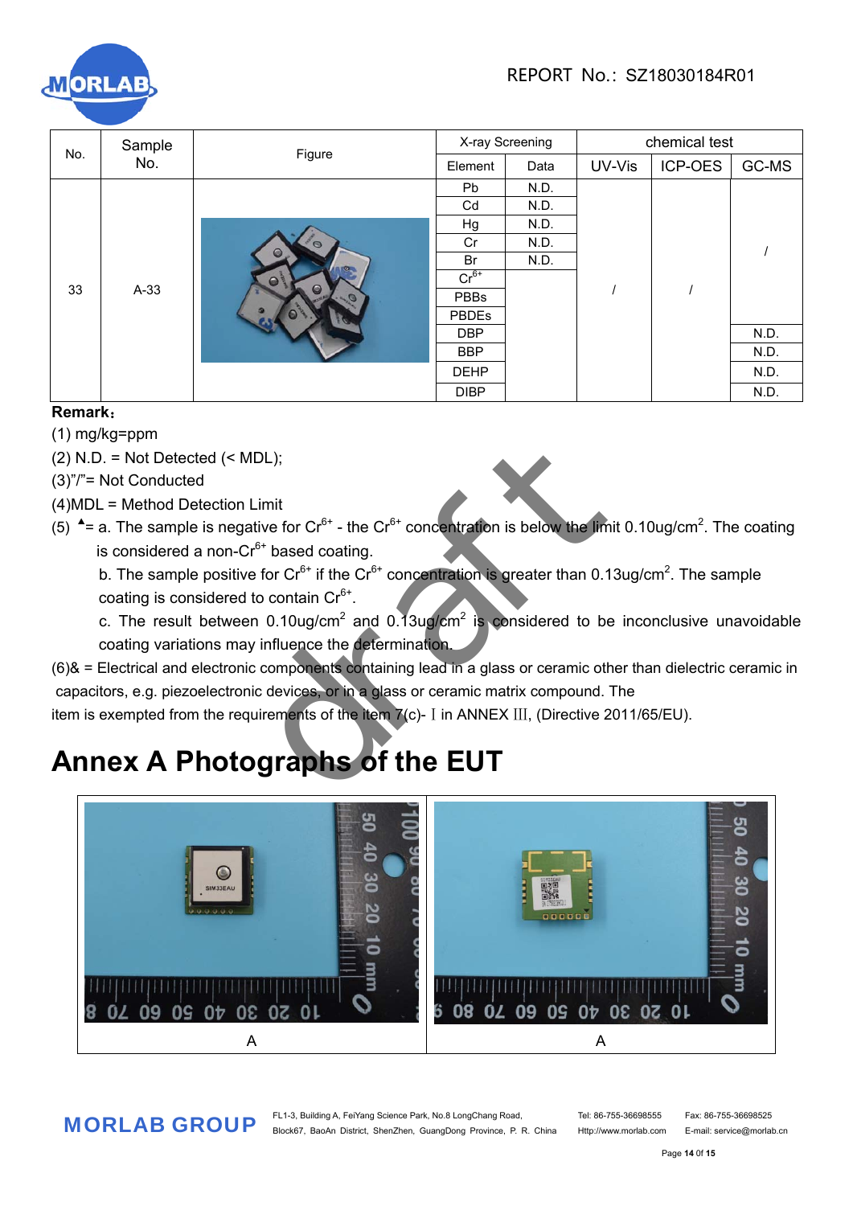| No. | Sample No. | Figure | X-ray Screening | | chemical test | | |
|---|---|---|---|---|---|---|---|
| | | | Element | Data | UV-Vis | ICP-OES | GC-MS |
| 33 | A-33 | | Pb | N.D. | / | / | / |
| | | | Cd | N.D. | | | |
| | | | Hg | N.D. | | | |
| | | | Cr | N.D. | | | |
| | | | Br | N.D. | | | |
| | | | $Cr^{6+}$ | | | | |
| | | | PBBs | | | | |
| | | | PBDEs | | | | |
| | | | DBP | | | | N.D. |
| | | | BBP | | | | N.D. |
| | | | DEHP | | | | N.D. |
| | | | DIBP | | | | N.D. |

**Remark**：

(1) mg/kg=ppm

(2) N.D. = Not Detected (< MDL);

(3)"/"= Not Conducted

(4)MDL = Method Detection Limit

(5) ▲= a. The sample is negative for $Cr^{6+}$ - the $Cr^{6+}$ concentration is below the limit 0.10ug/$cm^2$. The coating is considered a non-$Cr^{6+}$ based coating.

b. The sample positive for $Cr^{6+}$ if the $Cr^{6+}$ concentration is greater than 0.13ug/$cm^2$. The sample coating is considered to contain $Cr^{6+}$.

c. The result between 0.10ug/$cm^2$ and 0.13ug/$cm^2$ is considered to be inconclusive unavoidable coating variations may influence the determination.

(6)& = Electrical and electronic components containing lead in a glass or ceramic other than dielectric ceramic in capacitors, e.g. piezoelectronic devices, or in a glass or ceramic matrix compound. The item is exempted from the requirements of the item 7(c)- Ⅰ in ANNEX Ⅲ, (Directive 2011/65/EU).

# Annex A Photographs of the EUT

| A | A |
|---|---|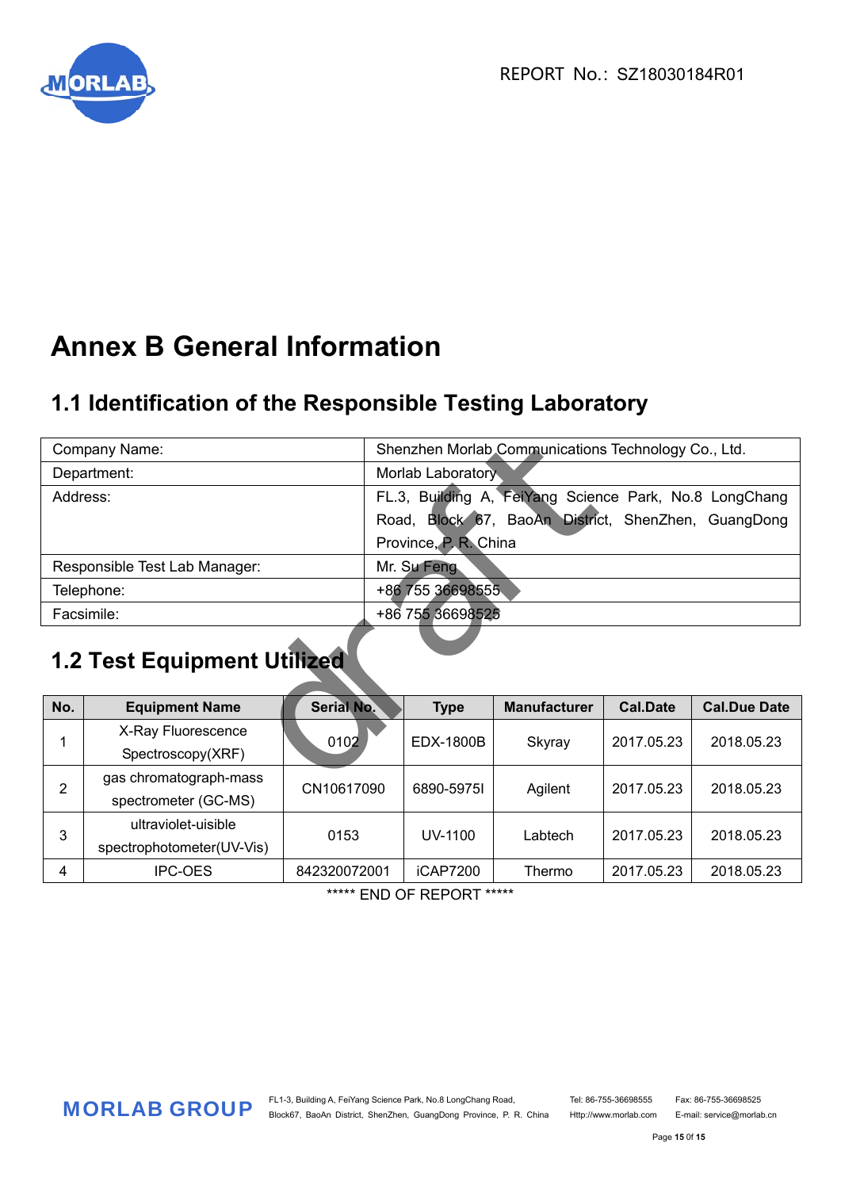# Annex B General Information

## 1.1 Identification of the Responsible Testing Laboratory

| | |
|---|---|
| Company Name: | Shenzhen Morlab Communications Technology Co., Ltd. |
| Department: | Morlab Laboratory |
| Address: | FL.3, Building A, FeiYang Science Park, No.8 LongChang Road, Block 67, BaoAn District, ShenZhen, GuangDong Province, P. R. China |
| Responsible Test Lab Manager: | Mr. Su Feng |
| Telephone: | +86 755 36698555 |
| Facsimile: | +86 755 36698525 |

## 1.2 Test Equipment Utilized

| No. | Equipment Name | Serial No. | Type | Manufacturer | Cal.Date | Cal.Due Date |
|---|---|---|---|---|---|---|
| 1 | X-Ray Fluorescence Spectroscopy(XRF) | 0102 | EDX-1800B | Skyray | 2017.05.23 | 2018.05.23 |
| 2 | gas chromatograph-mass spectrometer (GC-MS) | CN10617090 | 6890-5975I | Agilent | 2017.05.23 | 2018.05.23 |
| 3 | ultraviolet-uisible spectrophotometer(UV-Vis) | 0153 | UV-1100 | Labtech | 2017.05.23 | 2018.05.23 |
| 4 | IPC-OES | 842320072001 | iCAP7200 | Thermo | 2017.05.23 | 2018.05.23 |

***** END OF REPORT *****